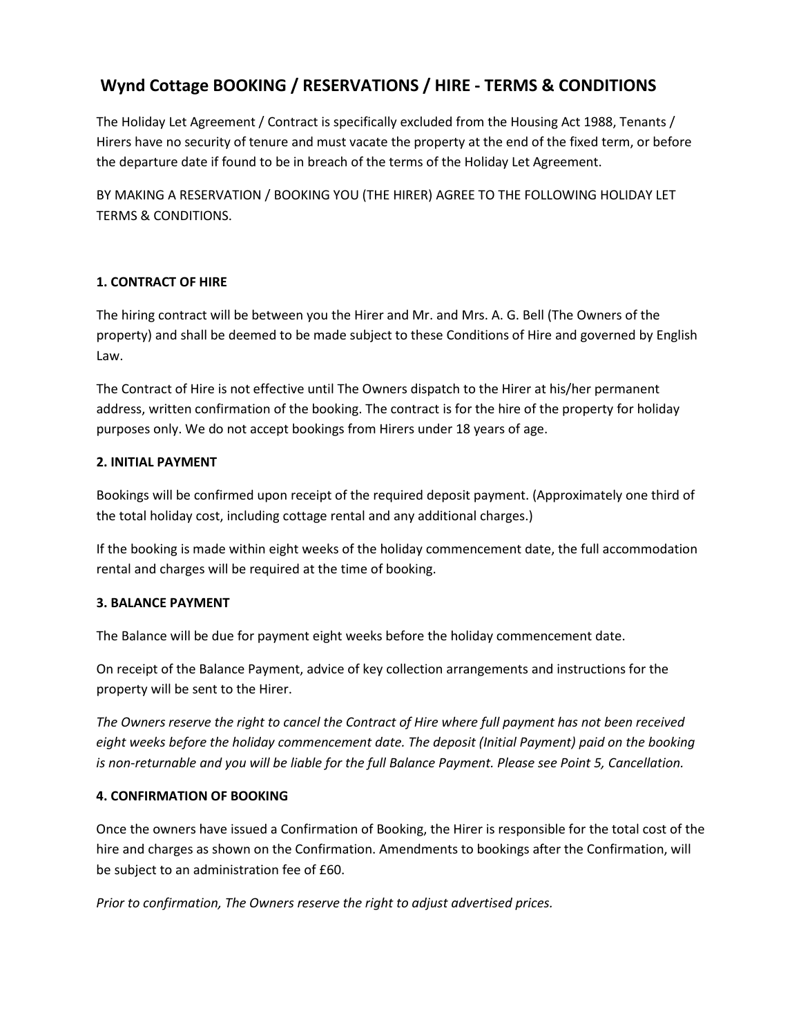# Wynd Cottage BOOKING / RESERVATIONS / HIRE - TERMS & CONDITIONS

The Holiday Let Agreement / Contract is specifically excluded from the Housing Act 1988, Tenants / Hirers have no security of tenure and must vacate the property at the end of the fixed term, or before the departure date if found to be in breach of the terms of the Holiday Let Agreement.

BY MAKING A RESERVATION / BOOKING YOU (THE HIRER) AGREE TO THE FOLLOWING HOLIDAY LET TERMS & CONDITIONS.

### 1. CONTRACT OF HIRE

The hiring contract will be between you the Hirer and Mr. and Mrs. A. G. Bell (The Owners of the property) and shall be deemed to be made subject to these Conditions of Hire and governed by English Law.

The Contract of Hire is not effective until The Owners dispatch to the Hirer at his/her permanent address, written confirmation of the booking. The contract is for the hire of the property for holiday purposes only. We do not accept bookings from Hirers under 18 years of age.

### 2. INITIAL PAYMENT

Bookings will be confirmed upon receipt of the required deposit payment. (Approximately one third of the total holiday cost, including cottage rental and any additional charges.)

If the booking is made within eight weeks of the holiday commencement date, the full accommodation rental and charges will be required at the time of booking.

### 3. BALANCE PAYMENT

The Balance will be due for payment eight weeks before the holiday commencement date.

On receipt of the Balance Payment, advice of key collection arrangements and instructions for the property will be sent to the Hirer.

*The Owners reserve the right to cancel the Contract of Hire where full payment has not been received eight weeks before the holiday commencement date. The deposit (Initial Payment) paid on the booking is non-returnable and you will be liable for the full Balance Payment. Please see Point 5, Cancellation.*

### 4. CONFIRMATION OF BOOKING

Once the owners have issued a Confirmation of Booking, the Hirer is responsible for the total cost of the hire and charges as shown on the Confirmation. Amendments to bookings after the Confirmation, will be subject to an administration fee of £60.

*Prior to confirmation, The Owners reserve the right to adjust advertised prices.*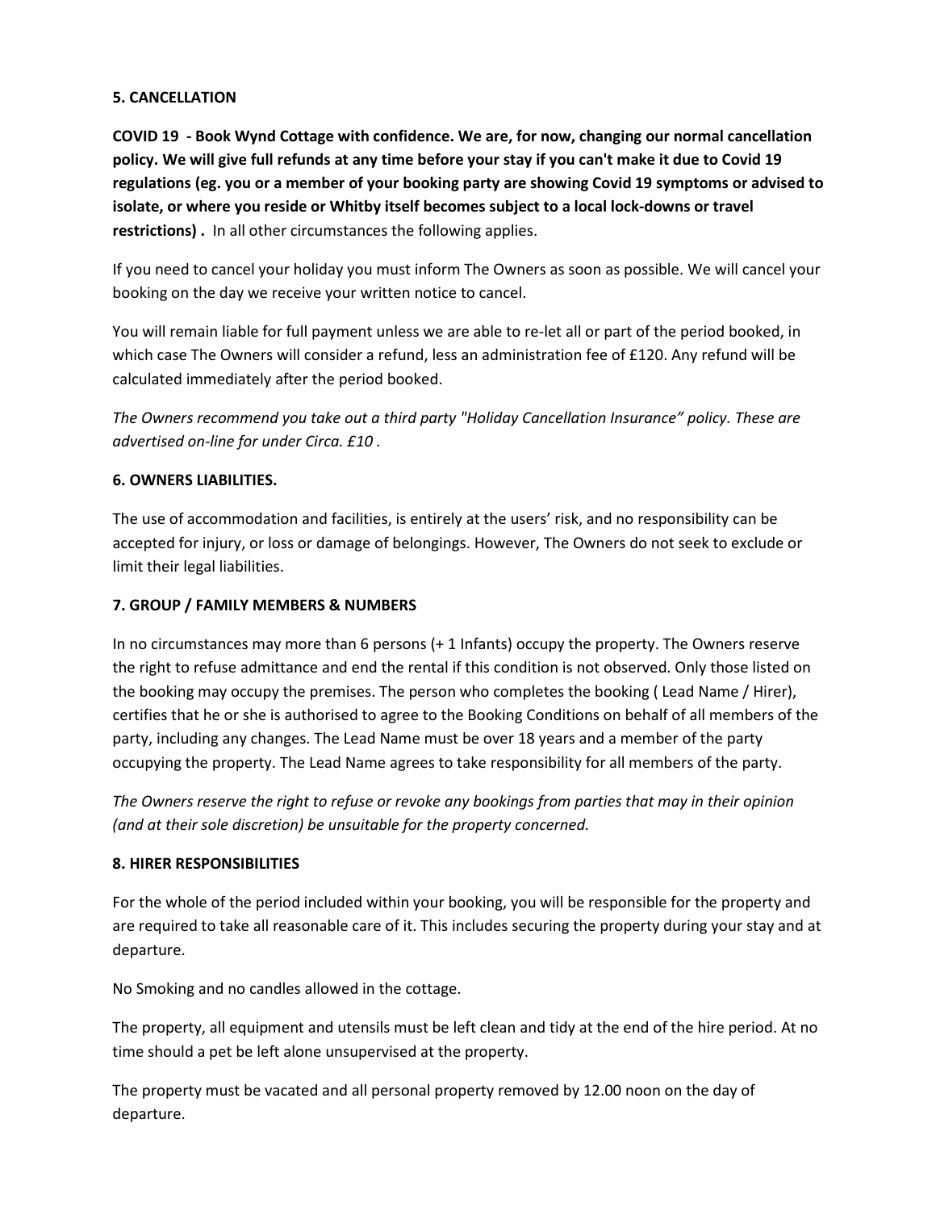**5. CANCELLATION**

**COVID 19 - Book Wynd Cottage with confidence. We are, for now, changing our normal cancellation policy. We will give full refunds at any time before your stay if you can't make it due to Covid 19 regulations (eg. you or a member of your booking party are showing Covid 19 symptoms or advised to isolate, or where you reside or Whitby itself becomes subject to a local lock-downs or travel restrictions) .** In all other circumstances the following applies.

If you need to cancel your holiday you must inform The Owners as soon as possible. We will cancel your booking on the day we receive your written notice to cancel.

You will remain liable for full payment unless we are able to re-let all or part of the period booked, in which case The Owners will consider a refund, less an administration fee of £120. Any refund will be calculated immediately after the period booked.

*The Owners recommend you take out a third party "Holiday Cancellation Insurance" policy. These are advertised on-line for under Circa. £10 .*

**6. OWNERS LIABILITIES.**

The use of accommodation and facilities, is entirely at the users' risk, and no responsibility can be accepted for injury, or loss or damage of belongings. However, The Owners do not seek to exclude or limit their legal liabilities.

**7. GROUP / FAMILY MEMBERS & NUMBERS**

In no circumstances may more than 6 persons (+ 1 Infants) occupy the property. The Owners reserve the right to refuse admittance and end the rental if this condition is not observed. Only those listed on the booking may occupy the premises. The person who completes the booking ( Lead Name / Hirer), certifies that he or she is authorised to agree to the Booking Conditions on behalf of all members of the party, including any changes. The Lead Name must be over 18 years and a member of the party occupying the property. The Lead Name agrees to take responsibility for all members of the party.

*The Owners reserve the right to refuse or revoke any bookings from parties that may in their opinion (and at their sole discretion) be unsuitable for the property concerned.*

**8. HIRER RESPONSIBILITIES**

For the whole of the period included within your booking, you will be responsible for the property and are required to take all reasonable care of it. This includes securing the property during your stay and at departure.

No Smoking and no candles allowed in the cottage.

The property, all equipment and utensils must be left clean and tidy at the end of the hire period. At no time should a pet be left alone unsupervised at the property.

The property must be vacated and all personal property removed by 12.00 noon on the day of departure.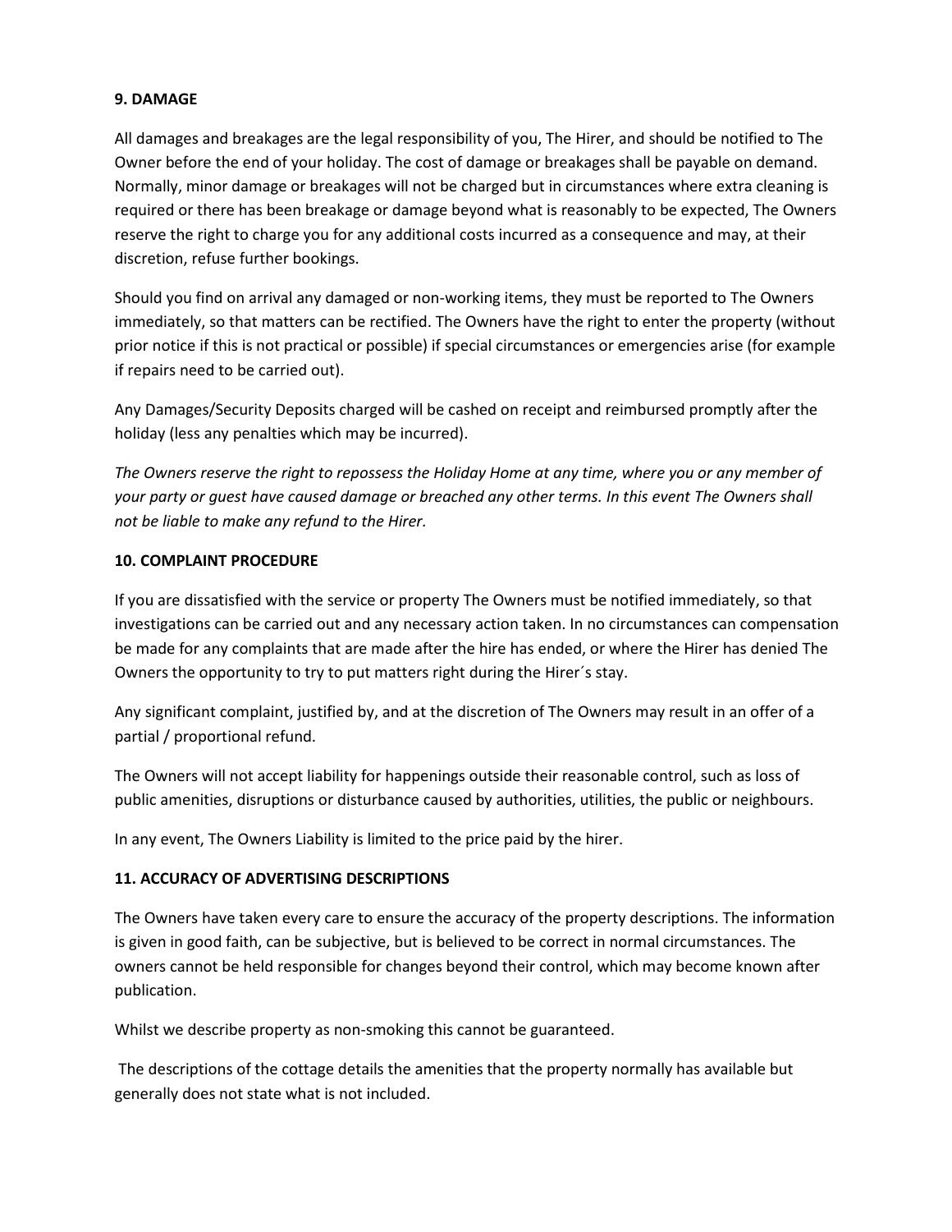**9. DAMAGE**

All damages and breakages are the legal responsibility of you, The Hirer, and should be notified to The Owner before the end of your holiday. The cost of damage or breakages shall be payable on demand. Normally, minor damage or breakages will not be charged but in circumstances where extra cleaning is required or there has been breakage or damage beyond what is reasonably to be expected, The Owners reserve the right to charge you for any additional costs incurred as a consequence and may, at their discretion, refuse further bookings.

Should you find on arrival any damaged or non-working items, they must be reported to The Owners immediately, so that matters can be rectified. The Owners have the right to enter the property (without prior notice if this is not practical or possible) if special circumstances or emergencies arise (for example if repairs need to be carried out).

Any Damages/Security Deposits charged will be cashed on receipt and reimbursed promptly after the holiday (less any penalties which may be incurred).

*The Owners reserve the right to repossess the Holiday Home at any time, where you or any member of your party or guest have caused damage or breached any other terms. In this event The Owners shall not be liable to make any refund to the Hirer.*

**10. COMPLAINT PROCEDURE**

If you are dissatisfied with the service or property The Owners must be notified immediately, so that investigations can be carried out and any necessary action taken. In no circumstances can compensation be made for any complaints that are made after the hire has ended, or where the Hirer has denied The Owners the opportunity to try to put matters right during the Hirer´s stay.

Any significant complaint, justified by, and at the discretion of The Owners may result in an offer of a partial / proportional refund.

The Owners will not accept liability for happenings outside their reasonable control, such as loss of public amenities, disruptions or disturbance caused by authorities, utilities, the public or neighbours.

In any event, The Owners Liability is limited to the price paid by the hirer.

**11. ACCURACY OF ADVERTISING DESCRIPTIONS**

The Owners have taken every care to ensure the accuracy of the property descriptions. The information is given in good faith, can be subjective, but is believed to be correct in normal circumstances. The owners cannot be held responsible for changes beyond their control, which may become known after publication.

Whilst we describe property as non-smoking this cannot be guaranteed.

The descriptions of the cottage details the amenities that the property normally has available but generally does not state what is not included.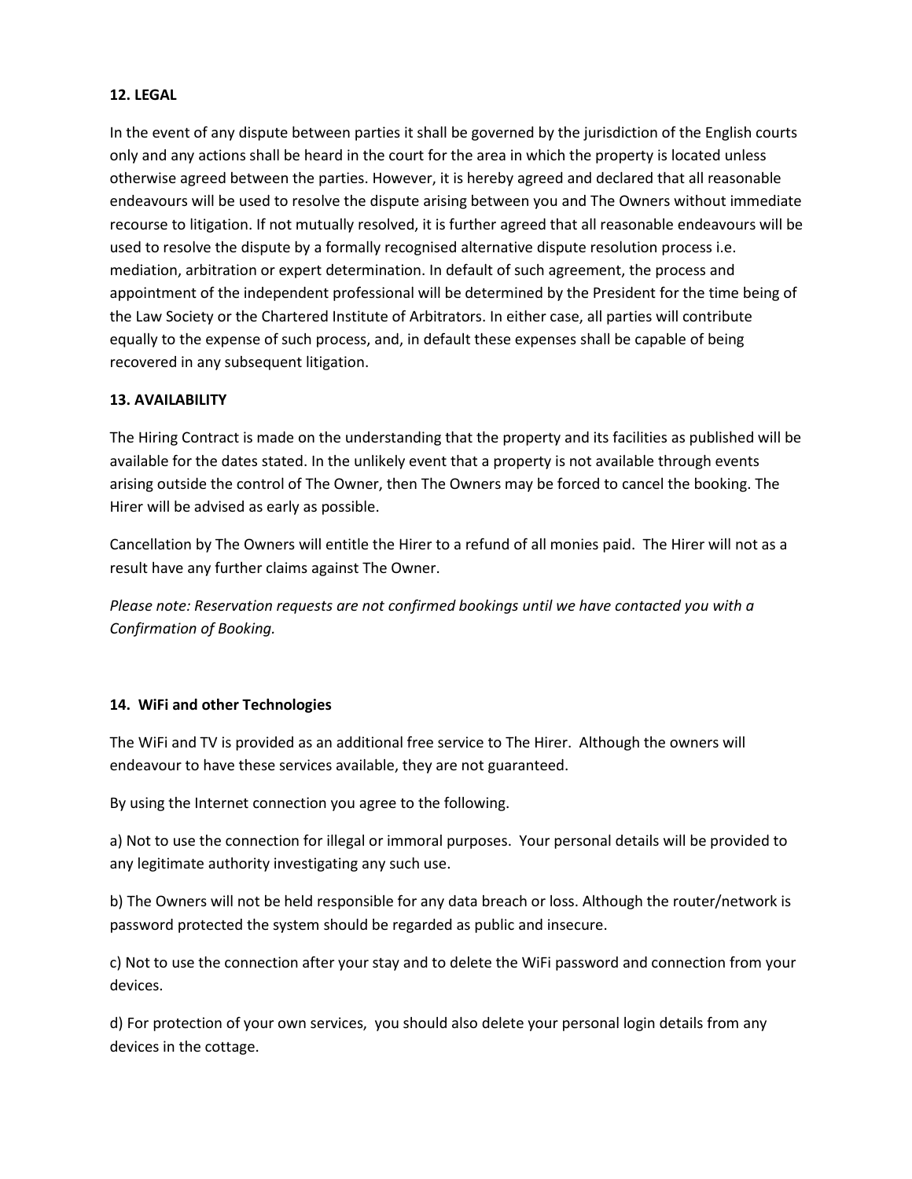**12. LEGAL**

In the event of any dispute between parties it shall be governed by the jurisdiction of the English courts only and any actions shall be heard in the court for the area in which the property is located unless otherwise agreed between the parties. However, it is hereby agreed and declared that all reasonable endeavours will be used to resolve the dispute arising between you and The Owners without immediate recourse to litigation. If not mutually resolved, it is further agreed that all reasonable endeavours will be used to resolve the dispute by a formally recognised alternative dispute resolution process i.e. mediation, arbitration or expert determination. In default of such agreement, the process and appointment of the independent professional will be determined by the President for the time being of the Law Society or the Chartered Institute of Arbitrators. In either case, all parties will contribute equally to the expense of such process, and, in default these expenses shall be capable of being recovered in any subsequent litigation.

**13. AVAILABILITY**

The Hiring Contract is made on the understanding that the property and its facilities as published will be available for the dates stated. In the unlikely event that a property is not available through events arising outside the control of The Owner, then The Owners may be forced to cancel the booking. The Hirer will be advised as early as possible.

Cancellation by The Owners will entitle the Hirer to a refund of all monies paid. The Hirer will not as a result have any further claims against The Owner.

*Please note: Reservation requests are not confirmed bookings until we have contacted you with a Confirmation of Booking.*

**14. WiFi and other Technologies**

The WiFi and TV is provided as an additional free service to The Hirer. Although the owners will endeavour to have these services available, they are not guaranteed.

By using the Internet connection you agree to the following.

a) Not to use the connection for illegal or immoral purposes. Your personal details will be provided to any legitimate authority investigating any such use.

b) The Owners will not be held responsible for any data breach or loss. Although the router/network is password protected the system should be regarded as public and insecure.

c) Not to use the connection after your stay and to delete the WiFi password and connection from your devices.

d) For protection of your own services, you should also delete your personal login details from any devices in the cottage.